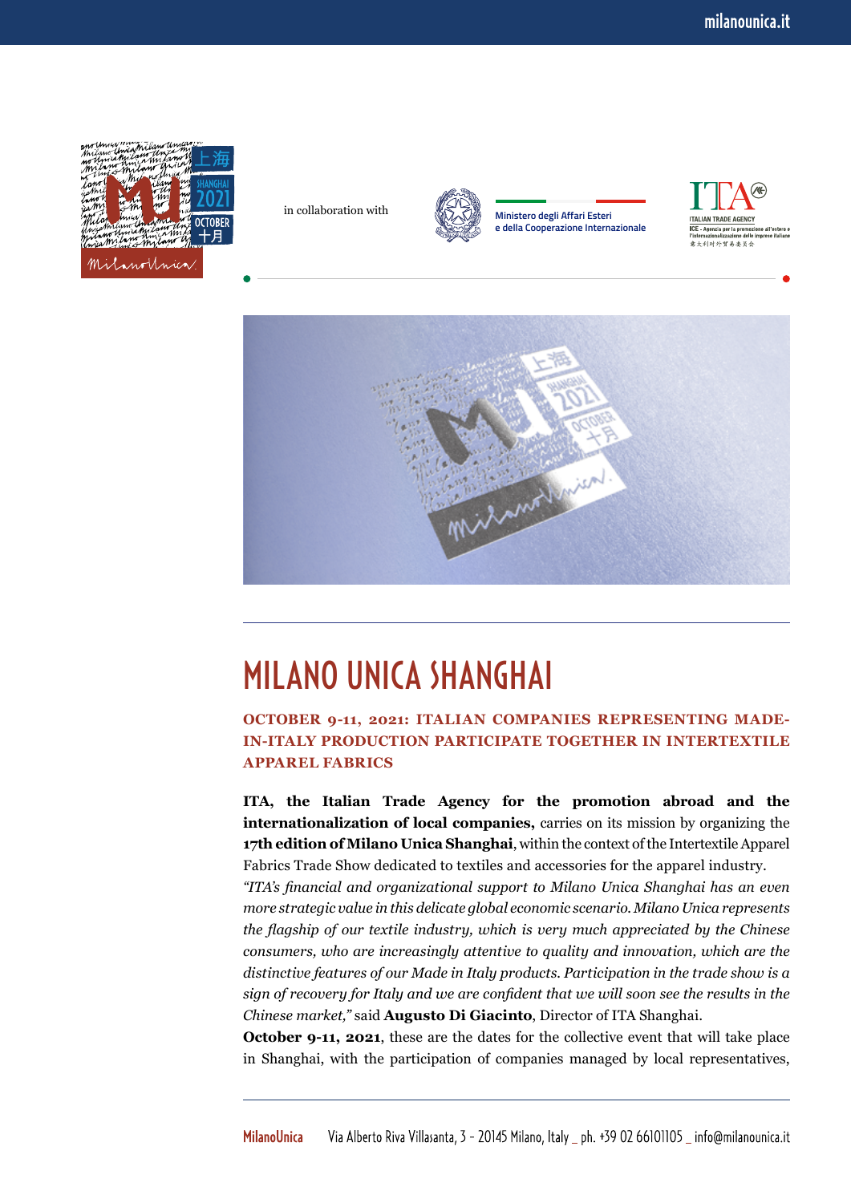in collaboration with

Ministero degli Affari Esteri
e della Cooperazione Internazionale

# MILANO UNICA SHANGHAI

**OCTOBER 9-11, 2021: ITALIAN COMPANIES REPRESENTING MADE-IN-ITALY PRODUCTION PARTICIPATE TOGETHER IN INTERTEXTILE APPAREL FABRICS**

**ITA, the Italian Trade Agency for the promotion abroad and the internationalization of local companies,** carries on its mission by organizing the **17th edition of Milano Unica Shanghai**, within the context of the Intertextile Apparel Fabrics Trade Show dedicated to textiles and accessories for the apparel industry.

*"ITA's financial and organizational support to Milano Unica Shanghai has an even more strategic value in this delicate global economic scenario. Milano Unica represents the flagship of our textile industry, which is very much appreciated by the Chinese consumers, who are increasingly attentive to quality and innovation, which are the distinctive features of our Made in Italy products. Participation in the trade show is a sign of recovery for Italy and we are confident that we will soon see the results in the Chinese market,"* said **Augusto Di Giacinto**, Director of ITA Shanghai.

**October 9-11, 2021**, these are the dates for the collective event that will take place in Shanghai, with the participation of companies managed by local representatives,

MilanoUnica Via Alberto Riva Villasanta, 3 - 20145 Milano, Italy _ ph. +39 02 66101105 _ info@milanounica.it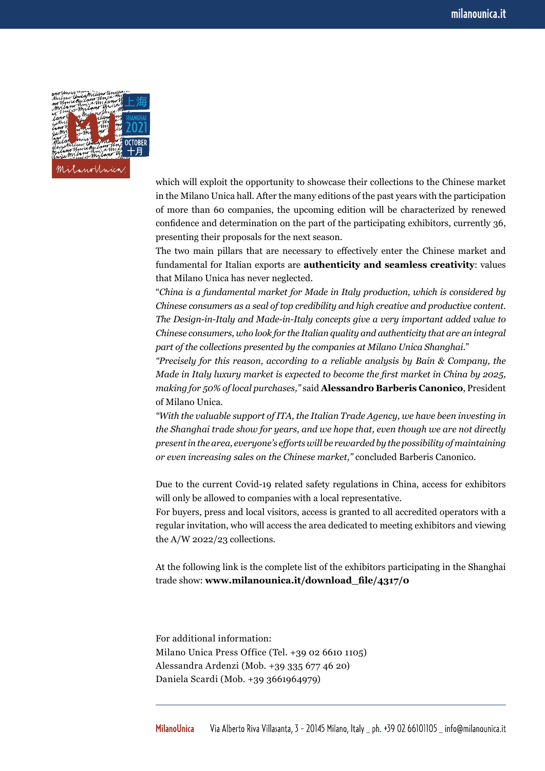which will exploit the opportunity to showcase their collections to the Chinese market in the Milano Unica hall. After the many editions of the past years with the participation of more than 60 companies, the upcoming edition will be characterized by renewed confidence and determination on the part of the participating exhibitors, currently 36, presenting their proposals for the next season.

The two main pillars that are necessary to effectively enter the Chinese market and fundamental for Italian exports are **authenticity and seamless creativity**: values that Milano Unica has never neglected.

"*China is a fundamental market for Made in Italy production, which is considered by Chinese consumers as a seal of top credibility and high creative and productive content. The Design-in-Italy and Made-in-Italy concepts give a very important added value to Chinese consumers, who look for the Italian quality and authenticity that are an integral part of the collections presented by the companies at Milano Unica Shanghai.*"

*"Precisely for this reason, according to a reliable analysis by Bain & Company, the Made in Italy luxury market is expected to become the first market in China by 2025, making for 50% of local purchases,"* said **Alessandro Barberis Canonico**, President of Milano Unica.

*"With the valuable support of ITA, the Italian Trade Agency, we have been investing in the Shanghai trade show for years, and we hope that, even though we are not directly present in the area, everyone's efforts will be rewarded by the possibility of maintaining or even increasing sales on the Chinese market,"* concluded Barberis Canonico.

Due to the current Covid-19 related safety regulations in China, access for exhibitors will only be allowed to companies with a local representative.

For buyers, press and local visitors, access is granted to all accredited operators with a regular invitation, who will access the area dedicated to meeting exhibitors and viewing the A/W 2022/23 collections.

At the following link is the complete list of the exhibitors participating in the Shanghai trade show: **www.milanounica.it/download_file/4317/0**

For additional information:
Milano Unica Press Office (Tel. +39 02 6610 1105)
Alessandra Ardenzi (Mob. +39 335 677 46 20)
Daniela Scardi (Mob. +39 3661964979)